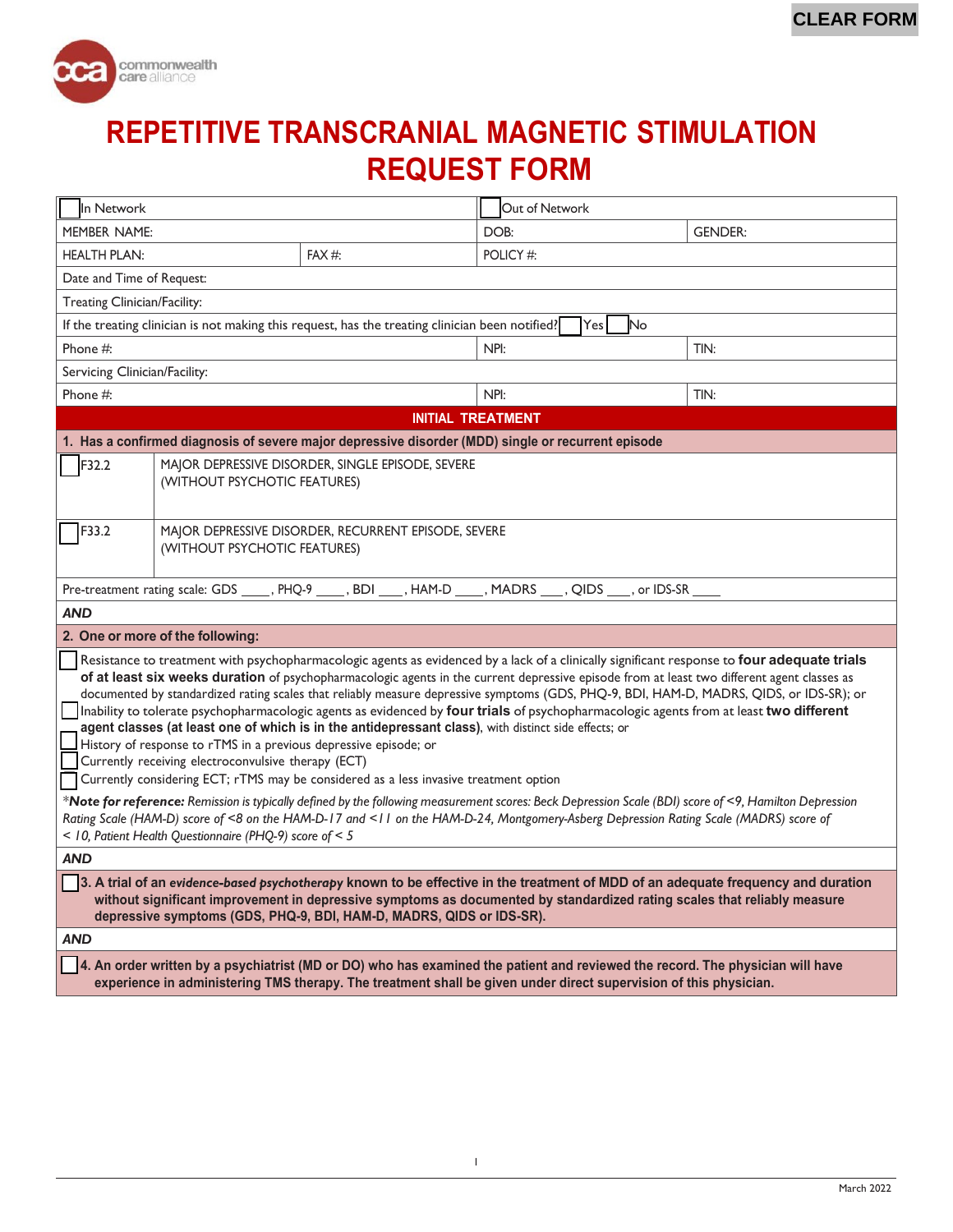# REPETITIVE TRANSCRANIAL MAGNETIC STIMULATION REQUEST FORM

| ☐ In Network | | ☐ Out of Network | |
|---|---|---|---|
| MEMBER NAME: | | DOB: | GENDER: |
| HEALTH PLAN: | FAX #: | POLICY #: | |
| Date and Time of Request: | | | |
| Treating Clinician/Facility: | | | |
| If the treating clinician is not making this request, has the treating clinician been notified? ☐ Yes ☐ No | | | |
| Phone #: | | NPI: | TIN: |
| Servicing Clinician/Facility: | | | |
| Phone #: | | NPI: | TIN: |

## INITIAL TREATMENT

**1. Has a confirmed diagnosis of severe major depressive disorder (MDD) single or recurrent episode**

| | |
|---|---|
| ☐ F32.2 | MAJOR DEPRESSIVE DISORDER, SINGLE EPISODE, SEVERE (WITHOUT PSYCHOTIC FEATURES) |
| ☐ F33.2 | MAJOR DEPRESSIVE DISORDER, RECURRENT EPISODE, SEVERE (WITHOUT PSYCHOTIC FEATURES) |

Pre-treatment rating scale: GDS ____, PHQ-9 ____, BDI ___, HAM-D ____, MADRS ___, QIDS ___, or IDS-SR ____

***AND***

**2. One or more of the following:**

- ☐ Resistance to treatment with psychopharmacologic agents as evidenced by a lack of a clinically significant response to **four adequate trials of at least six weeks duration** of psychopharmacologic agents in the current depressive episode from at least two different agent classes as documented by standardized rating scales that reliably measure depressive symptoms (GDS, PHQ-9, BDI, HAM-D, MADRS, QIDS, or IDS-SR); or
- ☐ Inability to tolerate psychopharmacologic agents as evidenced by **four trials** of psychopharmacologic agents from at least **two different agent classes (at least one of which is in the antidepressant class)**, with distinct side effects; or
- ☐ History of response to rTMS in a previous depressive episode; or
- ☐ Currently receiving electroconvulsive therapy (ECT)
- ☐ Currently considering ECT; rTMS may be considered as a less invasive treatment option

**Note for reference:* *Remission is typically defined by the following measurement scores: Beck Depression Scale (BDI) score of <9, Hamilton Depression Rating Scale (HAM-D) score of <8 on the HAM-D-17 and <11 on the HAM-D-24, Montgomery-Asberg Depression Rating Scale (MADRS) score of < 10, Patient Health Questionnaire (PHQ-9) score of < 5*

***AND***

☐ **3. A trial of an *evidence-based psychotherapy* known to be effective in the treatment of MDD of an adequate frequency and duration without significant improvement in depressive symptoms as documented by standardized rating scales that reliably measure depressive symptoms (GDS, PHQ-9, BDI, HAM-D, MADRS, QIDS or IDS-SR).**

***AND***

☐ **4. An order written by a psychiatrist (MD or DO) who has examined the patient and reviewed the record. The physician will have experience in administering TMS therapy. The treatment shall be given under direct supervision of this physician.**

March 2022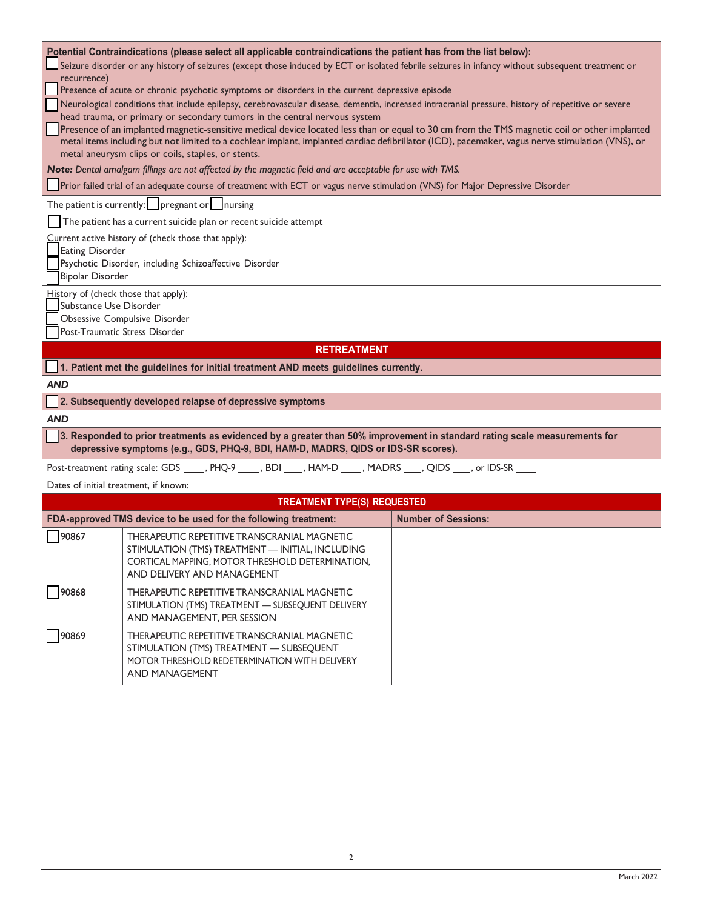**Potential Contraindications (please select all applicable contraindications the patient has from the list below):**

- ☐ Seizure disorder or any history of seizures (except those induced by ECT or isolated febrile seizures in infancy without subsequent treatment or recurrence)
- ☐ Presence of acute or chronic psychotic symptoms or disorders in the current depressive episode
- ☐ Neurological conditions that include epilepsy, cerebrovascular disease, dementia, increased intracranial pressure, history of repetitive or severe head trauma, or primary or secondary tumors in the central nervous system
- ☐ Presence of an implanted magnetic-sensitive medical device located less than or equal to 30 cm from the TMS magnetic coil or other implanted metal items including but not limited to a cochlear implant, implanted cardiac defibrillator (ICD), pacemaker, vagus nerve stimulation (VNS), or metal aneurysm clips or coils, staples, or stents.

***Note:*** *Dental amalgam fillings are not affected by the magnetic field and are acceptable for use with TMS.*

- ☐ Prior failed trial of an adequate course of treatment with ECT or vagus nerve stimulation (VNS) for Major Depressive Disorder

The patient is currently: ☐ pregnant or ☐ nursing

☐ The patient has a current suicide plan or recent suicide attempt

Current active history of (check those that apply):
- ☐ Eating Disorder
- ☐ Psychotic Disorder, including Schizoaffective Disorder
- ☐ Bipolar Disorder

History of (check those that apply):
- ☐ Substance Use Disorder
- ☐ Obsessive Compulsive Disorder
- ☐ Post-Traumatic Stress Disorder

## RETREATMENT

☐ **1. Patient met the guidelines for initial treatment AND meets guidelines currently.**

***AND***

☐ **2. Subsequently developed relapse of depressive symptoms**

***AND***

☐ **3. Responded to prior treatments as evidenced by a greater than 50% improvement in standard rating scale measurements for depressive symptoms (e.g., GDS, PHQ-9, BDI, HAM-D, MADRS, QIDS or IDS-SR scores).**

Post-treatment rating scale: GDS ____, PHQ-9 ____, BDI ___, HAM-D ____, MADRS ___, QIDS ___, or IDS-SR ____

Dates of initial treatment, if known:

## TREATMENT TYPE(S) REQUESTED

| FDA-approved TMS device to be used for the following treatment: | | Number of Sessions: |
|---|---|---|
| ☐ 90867 | THERAPEUTIC REPETITIVE TRANSCRANIAL MAGNETIC STIMULATION (TMS) TREATMENT — INITIAL, INCLUDING CORTICAL MAPPING, MOTOR THRESHOLD DETERMINATION, AND DELIVERY AND MANAGEMENT | |
| ☐ 90868 | THERAPEUTIC REPETITIVE TRANSCRANIAL MAGNETIC STIMULATION (TMS) TREATMENT — SUBSEQUENT DELIVERY AND MANAGEMENT, PER SESSION | |
| ☐ 90869 | THERAPEUTIC REPETITIVE TRANSCRANIAL MAGNETIC STIMULATION (TMS) TREATMENT — SUBSEQUENT MOTOR THRESHOLD REDETERMINATION WITH DELIVERY AND MANAGEMENT | |